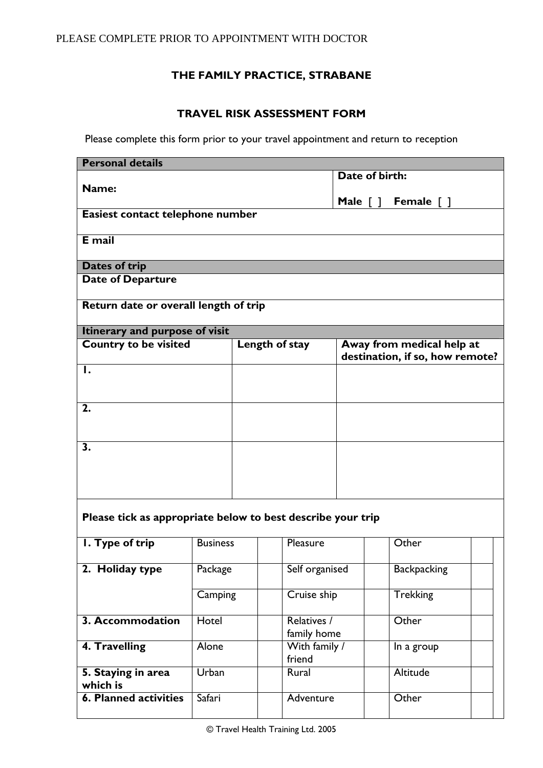PLEASE COMPLETE PRIOR TO APPOINTMENT WITH DOCTOR

## THE FAMILY PRACTICE, STRABANE

## TRAVEL RISK ASSESSMENT FORM

Please complete this form prior to your travel appointment and return to reception

| **Personal details** | |
|---|---|
| **Name:** | **Date of birth:** <br> **Male [ ] Female [ ]** |
| **Easiest contact telephone number** | |
| **E mail** | |

| **Dates of trip** |
|---|
| **Date of Departure** |
| **Return date or overall length of trip** |

| **Itinerary and purpose of visit** | | |
|---|---|---|
| **Country to be visited** | **Length of stay** | **Away from medical help at destination, if so, how remote?** |
| **1.** | | |
| **2.** | | |
| **3.** | | |

**Please tick as appropriate below to best describe your trip**

| | | | | | | |
|---|---|---|---|---|---|---|
| **1. Type of trip** | Business | | Pleasure | | Other | |
| **2. Holiday type** | Package | | Self organised | | Backpacking | |
| | Camping | | Cruise ship | | Trekking | |
| **3. Accommodation** | Hotel | | Relatives / family home | | Other | |
| **4. Travelling** | Alone | | With family / friend | | In a group | |
| **5. Staying in area which is** | Urban | | Rural | | Altitude | |
| **6. Planned activities** | Safari | | Adventure | | Other | |

© Travel Health Training Ltd. 2005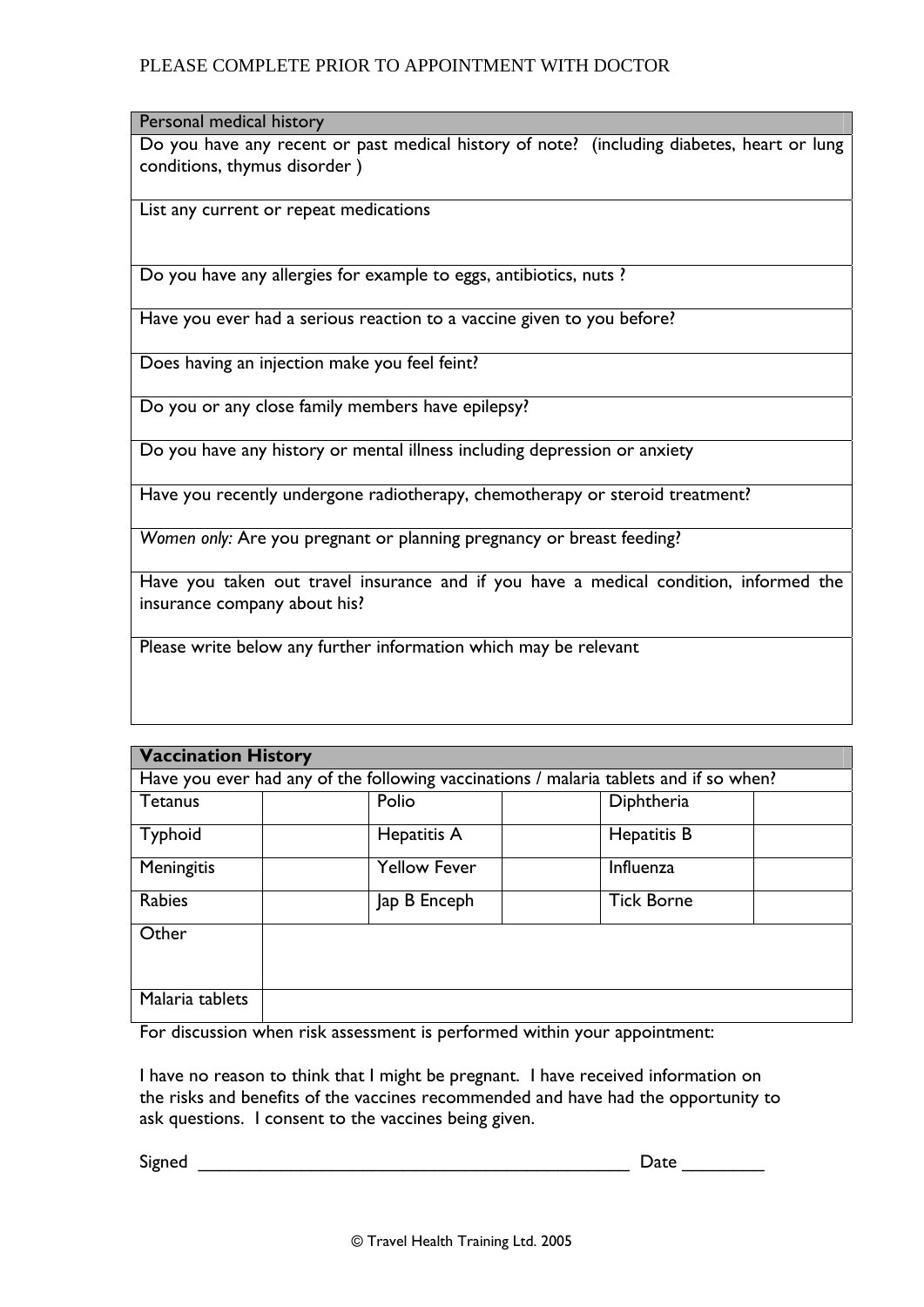PLEASE COMPLETE PRIOR TO APPOINTMENT WITH DOCTOR

| Personal medical history |
| --- |
| Do you have any recent or past medical history of note? (including diabetes, heart or lung conditions, thymus disorder ) |
| List any current or repeat medications |
| Do you have any allergies for example to eggs, antibiotics, nuts ? |
| Have you ever had a serious reaction to a vaccine given to you before? |
| Does having an injection make you feel feint? |
| Do you or any close family members have epilepsy? |
| Do you have any history or mental illness including depression or anxiety |
| Have you recently undergone radiotherapy, chemotherapy or steroid treatment? |
| *Women only:* Are you pregnant or planning pregnancy or breast feeding? |
| Have you taken out travel insurance and if you have a medical condition, informed the insurance company about his? |
| Please write below any further information which may be relevant |

| **Vaccination History** | | | | | |
| --- | --- | --- | --- | --- | --- |
| Have you ever had any of the following vaccinations / malaria tablets and if so when? | | | | | |
| Tetanus | | Polio | | Diphtheria | |
| Typhoid | | Hepatitis A | | Hepatitis B | |
| Meningitis | | Yellow Fever | | Influenza | |
| Rabies | | Jap B Enceph | | Tick Borne | |
| Other | | | | | |
| Malaria tablets | | | | | |

For discussion when risk assessment is performed within your appointment:

I have no reason to think that I might be pregnant. I have received information on the risks and benefits of the vaccines recommended and have had the opportunity to ask questions. I consent to the vaccines being given.

Signed _____________________________________________ Date ________

© Travel Health Training Ltd. 2005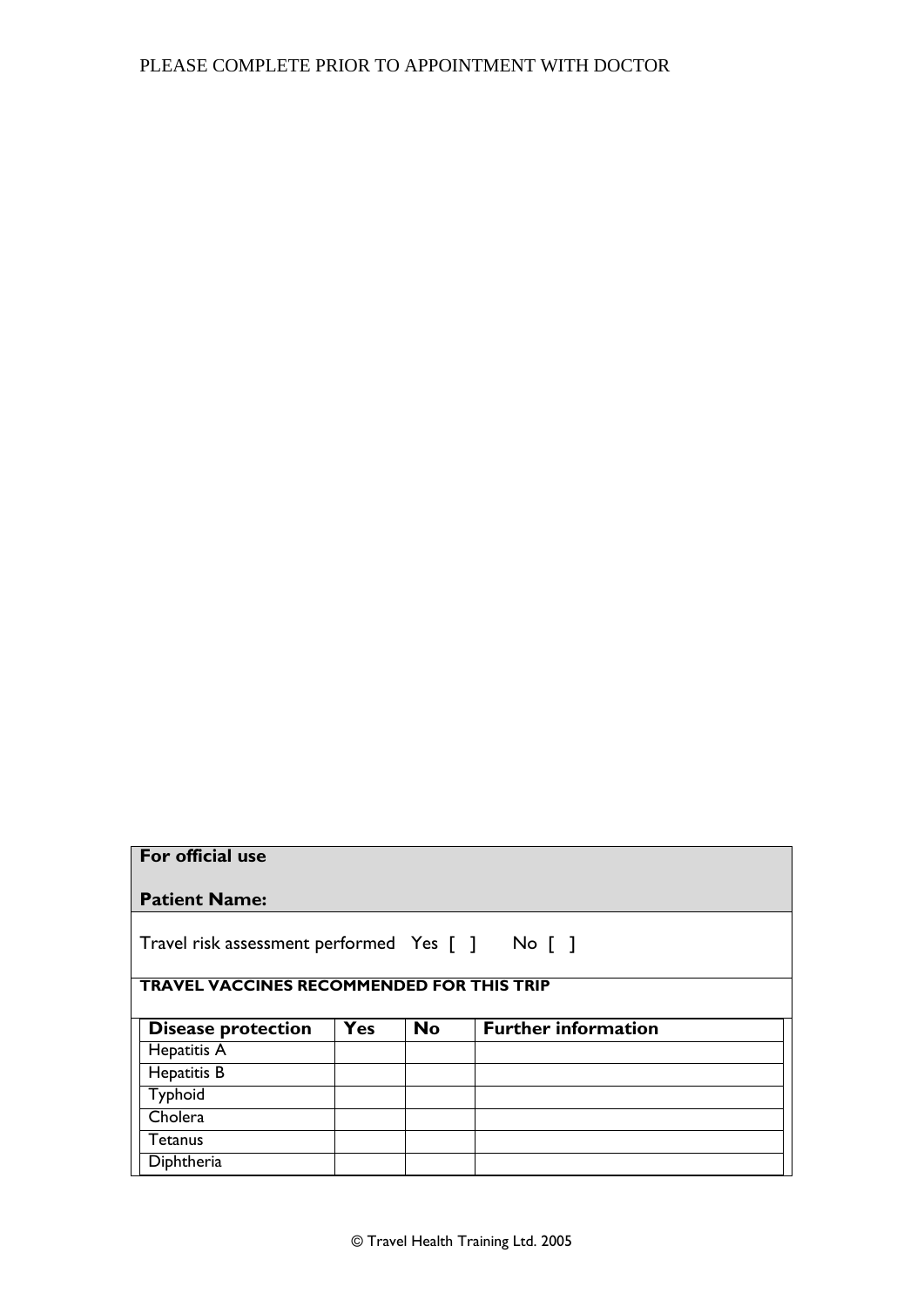PLEASE COMPLETE PRIOR TO APPOINTMENT WITH DOCTOR

**For official use**

**Patient Name:**

Travel risk assessment performed Yes [ ] No [ ]

**TRAVEL VACCINES RECOMMENDED FOR THIS TRIP**

| **Disease protection** | **Yes** | **No** | **Further information** |
|---|---|---|---|
| Hepatitis A | | | |
| Hepatitis B | | | |
| Typhoid | | | |
| Cholera | | | |
| Tetanus | | | |
| Diphtheria | | | |

© Travel Health Training Ltd. 2005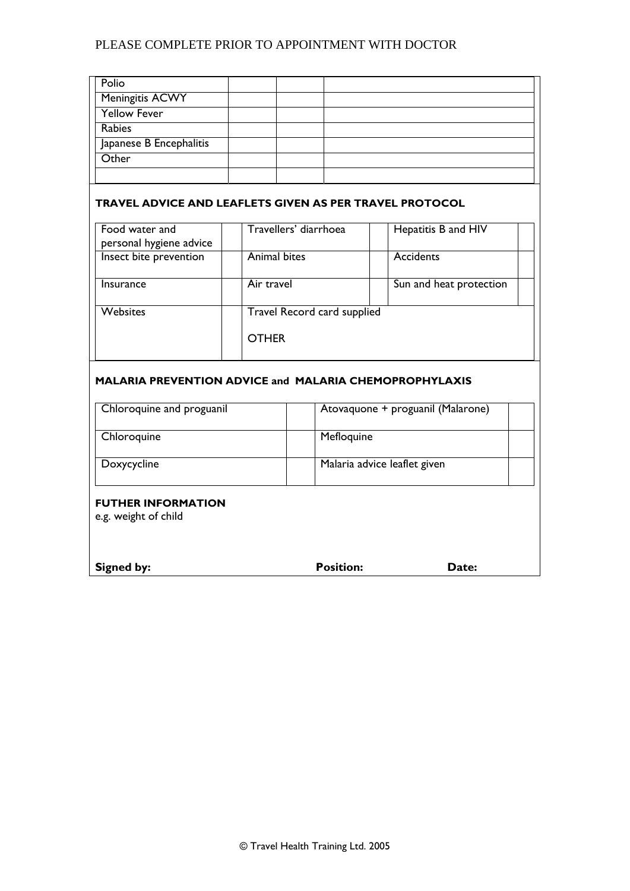PLEASE COMPLETE PRIOR TO APPOINTMENT WITH DOCTOR

| | | | |
|---|---|---|---|
| Polio | | | |
| Meningitis ACWY | | | |
| Yellow Fever | | | |
| Rabies | | | |
| Japanese B Encephalitis | | | |
| Other | | | |
| | | | |

**TRAVEL ADVICE AND LEAFLETS GIVEN AS PER TRAVEL PROTOCOL**

| | | | | | |
|---|---|---|---|---|---|
| Food water and personal hygiene advice | | Travellers' diarrhoea | | Hepatitis B and HIV | |
| Insect bite prevention | | Animal bites | | Accidents | |
| Insurance | | Air travel | | Sun and heat protection | |
| Websites | | Travel Record card supplied<br><br>OTHER | | | |

**MALARIA PREVENTION ADVICE and MALARIA CHEMOPROPHYLAXIS**

| | | | |
|---|---|---|---|
| Chloroquine and proguanil | | Atovaquone + proguanil (Malarone) | |
| Chloroquine | | Mefloquine | |
| Doxycycline | | Malaria advice leaflet given | |

**FUTHER INFORMATION**
e.g. weight of child

**Signed by:** **Position:** **Date:**

© Travel Health Training Ltd. 2005